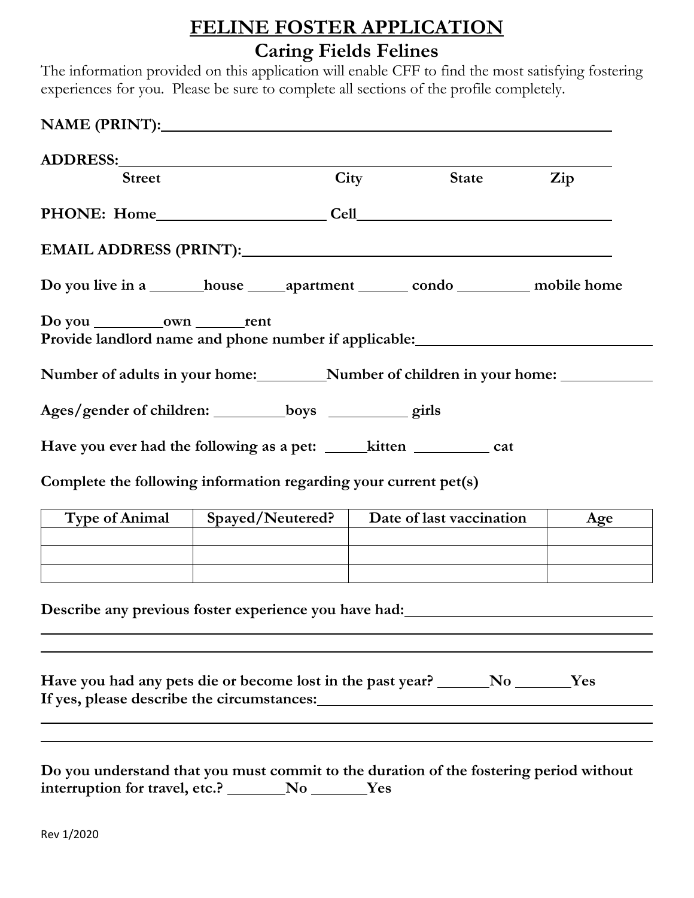# FELINE FOSTER APPLICATION

## Caring Fields Felines

The information provided on this application will enable CFF to find the most satisfying fostering experiences for you. Please be sure to complete all sections of the profile completely.

**NAME (PRINT):**\_\_\_\_\_\_\_\_\_\_\_\_\_\_\_\_\_\_\_\_\_\_\_\_\_\_\_\_\_\_\_\_\_\_\_\_\_\_\_\_\_\_\_\_

**ADDRESS:**\_\_\_\_\_\_\_\_\_\_\_\_\_\_\_\_\_\_\_\_\_\_\_\_\_\_\_\_\_\_\_\_\_\_\_\_\_\_\_\_\_\_\_\_\_\_\_\_

**Street City State Zip**

**PHONE: Home**\_\_\_\_\_\_\_\_\_\_\_\_\_\_\_\_\_\_\_\_ **Cell**\_\_\_\_\_\_\_\_\_\_\_\_\_\_\_\_\_\_\_\_\_\_\_\_\_\_

**EMAIL ADDRESS (PRINT):**\_\_\_\_\_\_\_\_\_\_\_\_\_\_\_\_\_\_\_\_\_\_\_\_\_\_\_\_\_\_\_\_\_\_\_\_

**Do you live in a** \_\_\_\_\_\_**house** \_\_\_\_\_**apartment** \_\_\_\_\_\_ **condo** \_\_\_\_\_\_\_\_ **mobile home**

**Do you** \_\_\_\_\_\_\_\_**own** \_\_\_\_\_\_**rent**

**Provide landlord name and phone number if applicable:**\_\_\_\_\_\_\_\_\_\_\_\_\_\_\_\_\_\_\_\_\_\_\_\_\_\_

**Number of adults in your home:**\_\_\_\_\_\_\_\_**Number of children in your home:** \_\_\_\_\_\_\_\_\_\_

**Ages/gender of children:** \_\_\_\_\_\_\_\_\_**boys** \_\_\_\_\_\_\_\_\_\_ **girls**

**Have you ever had the following as a pet:** \_\_\_\_\_**kitten** \_\_\_\_\_\_\_\_\_ **cat**

**Complete the following information regarding your current pet(s)**

| Type of Animal | Spayed/Neutered? | Date of last vaccination | Age |
|---|---|---|---|
| | | | |
| | | | |
| | | | |

**Describe any previous foster experience you have had:**\_\_\_\_\_\_\_\_\_\_\_\_\_\_\_\_\_\_\_\_\_\_\_\_\_\_\_\_\_\_

\_\_\_\_\_\_\_\_\_\_\_\_\_\_\_\_\_\_\_\_\_\_\_\_\_\_\_\_\_\_\_\_\_\_\_\_\_\_\_\_\_\_\_\_\_\_\_\_\_\_\_\_\_\_\_\_\_\_\_\_\_\_\_\_\_\_

\_\_\_\_\_\_\_\_\_\_\_\_\_\_\_\_\_\_\_\_\_\_\_\_\_\_\_\_\_\_\_\_\_\_\_\_\_\_\_\_\_\_\_\_\_\_\_\_\_\_\_\_\_\_\_\_\_\_\_\_\_\_\_\_\_\_

**Have you had any pets die or become lost in the past year?** \_\_\_\_\_\_**No** \_\_\_\_\_\_\_**Yes**

**If yes, please describe the circumstances:**\_\_\_\_\_\_\_\_\_\_\_\_\_\_\_\_\_\_\_\_\_\_\_\_\_\_\_\_\_\_\_\_\_\_\_\_\_\_

\_\_\_\_\_\_\_\_\_\_\_\_\_\_\_\_\_\_\_\_\_\_\_\_\_\_\_\_\_\_\_\_\_\_\_\_\_\_\_\_\_\_\_\_\_\_\_\_\_\_\_\_\_\_\_\_\_\_\_\_\_\_\_\_\_\_

\_\_\_\_\_\_\_\_\_\_\_\_\_\_\_\_\_\_\_\_\_\_\_\_\_\_\_\_\_\_\_\_\_\_\_\_\_\_\_\_\_\_\_\_\_\_\_\_\_\_\_\_\_\_\_\_\_\_\_\_\_\_\_\_\_\_

**Do you understand that you must commit to the duration of the fostering period without interruption for travel, etc.?** \_\_\_\_\_\_\_**No** \_\_\_\_\_\_\_**Yes**

Rev 1/2020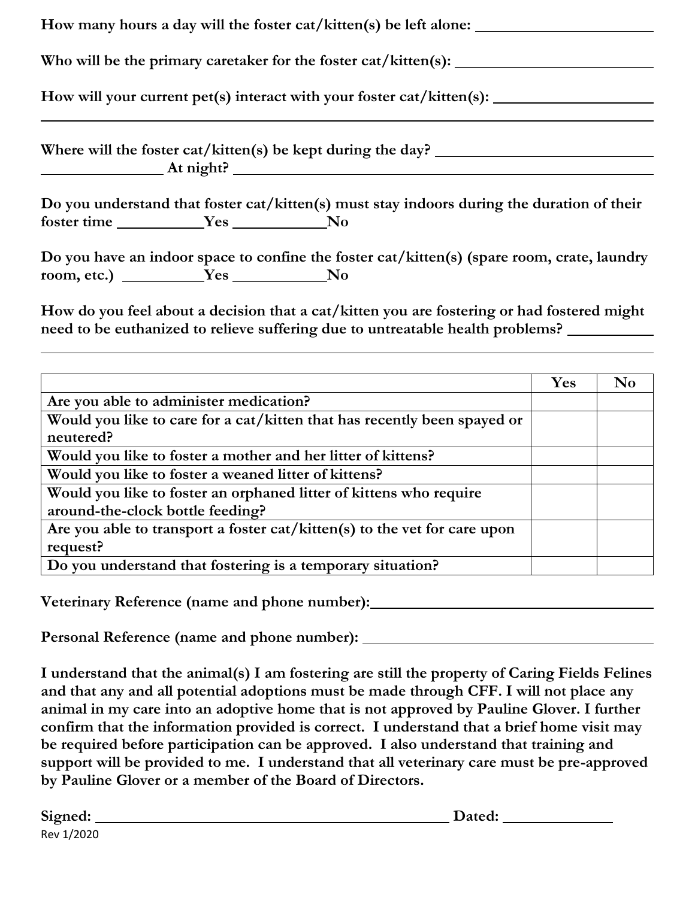**How many hours a day will the foster cat/kitten(s) be left alone:** ______________________

**Who will be the primary caretaker for the foster cat/kitten(s):** ______________________

**How will your current pet(s) interact with your foster cat/kitten(s):** ______________________

______________________________________________________________________________

**Where will the foster cat/kitten(s) be kept during the day?** ______________________
______________ **At night?** ______________________________________________

**Do you understand that foster cat/kitten(s) must stay indoors during the duration of their foster time** __________**Yes** ___________**No**

**Do you have an indoor space to confine the foster cat/kitten(s) (spare room, crate, laundry room, etc.)** __________**Yes** ___________**No**

**How do you feel about a decision that a cat/kitten you are fostering or had fostered might need to be euthanized to relieve suffering due to untreatable health problems?** __________

______________________________________________________________________________

| | Yes | No |
|---|---|---|
| **Are you able to administer medication?** | | |
| **Would you like to care for a cat/kitten that has recently been spayed or neutered?** | | |
| **Would you like to foster a mother and her litter of kittens?** | | |
| **Would you like to foster a weaned litter of kittens?** | | |
| **Would you like to foster an orphaned litter of kittens who require around-the-clock bottle feeding?** | | |
| **Are you able to transport a foster cat/kitten(s) to the vet for care upon request?** | | |
| **Do you understand that fostering is a temporary situation?** | | |

**Veterinary Reference (name and phone number):** ______________________________

**Personal Reference (name and phone number):** ______________________________

**I understand that the animal(s) I am fostering are still the property of Caring Fields Felines and that any and all potential adoptions must be made through CFF. I will not place any animal in my care into an adoptive home that is not approved by Pauline Glover. I further confirm that the information provided is correct. I understand that a brief home visit may be required before participation can be approved. I also understand that training and support will be provided to me. I understand that all veterinary care must be pre-approved by Pauline Glover or a member of the Board of Directors.**

**Signed:** ______________________________________ **Dated:** ______________

Rev 1/2020